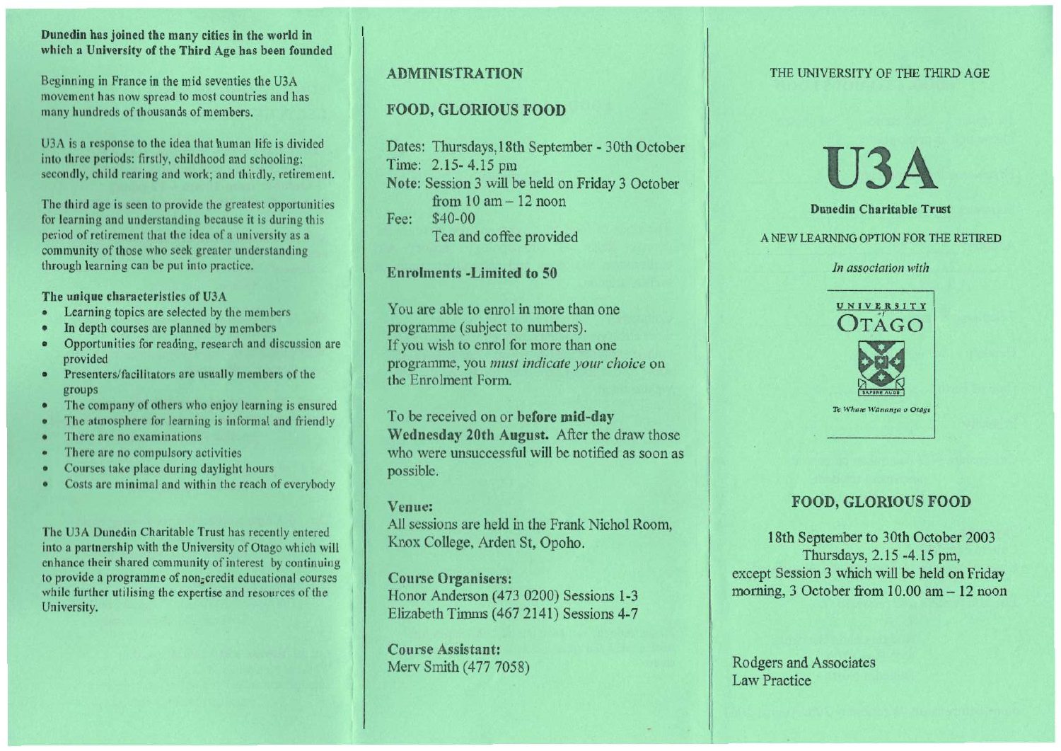**Dunedin has joined the many cities in the world in which a University of the Third Age has been founded**

Beginning in France in the mid seventies the U3A movement has now spread to most countries and has many hundreds of thousands of members.

U3A is a response to the idea that human life is divided into three periods: firstly, childhood and schooling; secondly, child rearing and work; and thirdly, retirement.

The third age is seen to provide the greatest opportunities for learning and understanding because it is during this period of retirement that the idea of a university as a community of those who seek greater understanding through learning can be put into practice.

**The unique characteristics of U3A**

- Learning topics are selected by the members
- In depth courses are planned by members
- Opportunities for reading, research and discussion are provided
- Presenters/facilitators are usually members of the groups
- The company of others who enjoy learning is ensured
- The atmosphere for learning is informal and friendly
- There are no examinations
- There are no compulsory activities
- Courses take place during daylight hours
- Costs are minimal and within the reach of everybody

The U3A Dunedin Charitable Trust has recently entered into a partnership with the University of Otago which will enhance their shared community of interest by continuing to provide a programme of non-credit educational courses while further utilising the expertise and resources of the University.

## ADMINISTRATION

## FOOD, GLORIOUS FOOD

Dates: Thursdays, 18th September - 30th October
Time: 2.15- 4.15 pm
Note: Session 3 will be held on Friday 3 October from 10 am – 12 noon
Fee: $40-00
Tea and coffee provided

**Enrolments -Limited to 50**

You are able to enrol in more than one programme (subject to numbers).
If you wish to enrol for more than one programme, you *must indicate your choice* on the Enrolment Form.

To be received on or **before mid-day Wednesday 20th August.** After the draw those who were unsuccessful will be notified as soon as possible.

**Venue:**
All sessions are held in the Frank Nichol Room, Knox College, Arden St, Opoho.

**Course Organisers:**
Honor Anderson (473 0200) Sessions 1-3
Elizabeth Timms (467 2141) Sessions 4-7

**Course Assistant:**
Merv Smith (477 7058)

THE UNIVERSITY OF THE THIRD AGE

# U3A

**Dunedin Charitable Trust**

A NEW LEARNING OPTION FOR THE RETIRED

*In association with*

UNIVERSITY of OTAGO

SAPERE AUDE

*Te Whare Wānanga o Otāgo*

## FOOD, GLORIOUS FOOD

18th September to 30th October 2003
Thursdays, 2.15 -4.15 pm,
except Session 3 which will be held on Friday morning, 3 October from 10.00 am – 12 noon

Rodgers and Associates
Law Practice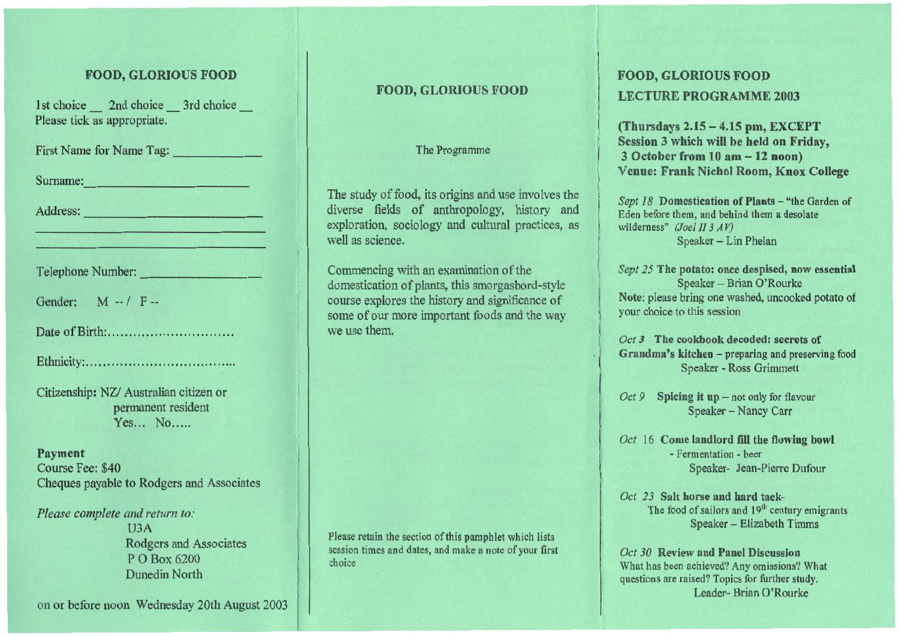## FOOD, GLORIOUS FOOD

1st choice \_\_ 2nd choice \_\_ 3rd choice \_\_
Please tick as appropriate.

First Name for Name Tag: \_\_\_\_\_\_\_\_\_\_\_\_

Surname: \_\_\_\_\_\_\_\_\_\_\_\_\_\_\_\_\_\_\_\_

Address: \_\_\_\_\_\_\_\_\_\_\_\_\_\_\_\_\_\_\_\_

\_\_\_\_\_\_\_\_\_\_\_\_\_\_\_\_\_\_\_\_\_\_\_\_\_\_\_\_

\_\_\_\_\_\_\_\_\_\_\_\_\_\_\_\_\_\_\_\_\_\_\_\_\_\_\_\_

Telephone Number: \_\_\_\_\_\_\_\_\_\_\_\_\_\_\_\_

Gender: M -- / F --

Date of Birth:..............................

Ethnicity:....................................

Citizenship: NZ/ Australian citizen or permanent resident
Yes... No.....

**Payment**
Course Fee: $40
Cheques payable to Rodgers and Associates

*Please complete and return to:*
U3A
Rodgers and Associates
P O Box 6200
Dunedin North

on or before noon Wednesday 20th August 2003

## FOOD, GLORIOUS FOOD

The Programme

The study of food, its origins and use involves the diverse fields of anthropology, history and exploration, sociology and cultural practices, as well as science.

Commencing with an examination of the domestication of plants, this smorgasbord-style course explores the history and significance of some of our more important foods and the way we use them.

Please retain the section of this pamphlet which lists session times and dates, and make a note of your first choice

## FOOD, GLORIOUS FOOD
## LECTURE PROGRAMME 2003

**(Thursdays 2.15 – 4.15 pm, EXCEPT Session 3 which will be held on Friday, 3 October from 10 am – 12 noon)**
**Venue: Frank Nichol Room, Knox College**

*Sept 18* **Domestication of Plants** – "the Garden of Eden before them, and behind them a desolate wilderness" *(Joel II 3 AV)*
Speaker – Lin Phelan

*Sept 25* **The potato: once despised, now essential**
Speaker – Brian O'Rourke
Note: please bring one washed, uncooked potato of your choice to this session

*Oct 3* **The cookbook decoded: secrets of Grandma's kitchen** – preparing and preserving food
Speaker - Ross Grimmett

*Oct 9* **Spicing it up** – not only for flavour
Speaker – Nancy Carr

*Oct 16* **Come landlord fill the flowing bowl**
- Fermentation - beer
Speaker- Jean-Pierre Dufour

*Oct 23* **Salt horse and hard tack**-
The food of sailors and 19th century emigrants
Speaker – Elizabeth Timms

*Oct 30* **Review and Panel Discussion**
What has been achieved? Any omissions? What questions are raised? Topics for further study.
Leader- Brian O'Rourke